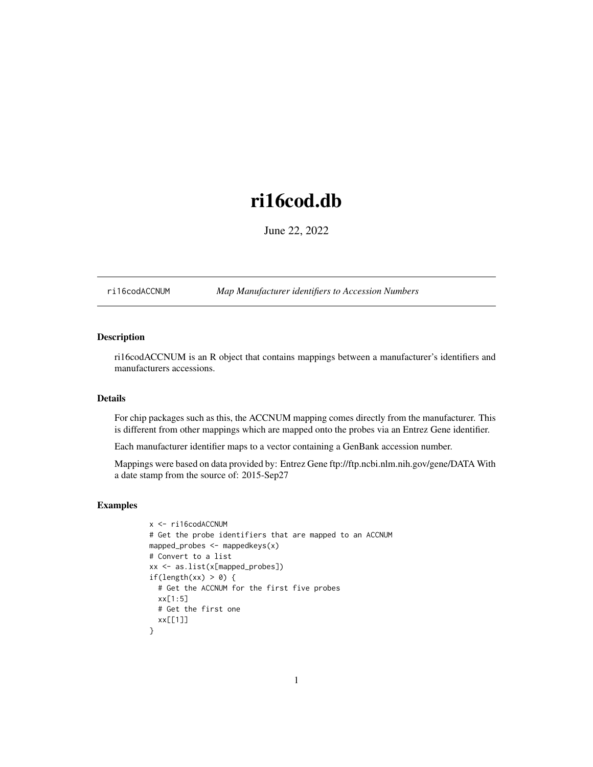# ri16cod.db

June 22, 2022

ri16codACCNUM *Map Manufacturer identifiers to Accession Numbers*

### Description

ri16codACCNUM is an R object that contains mappings between a manufacturer's identifiers and manufacturers accessions.

### Details

For chip packages such as this, the ACCNUM mapping comes directly from the manufacturer. This is different from other mappings which are mapped onto the probes via an Entrez Gene identifier.

Each manufacturer identifier maps to a vector containing a GenBank accession number.

Mappings were based on data provided by: Entrez Gene ftp://ftp.ncbi.nlm.nih.gov/gene/DATA With a date stamp from the source of: 2015-Sep27

### Examples

```
x <- ri16codACCNUM
# Get the probe identifiers that are mapped to an ACCNUM
mapped_probes <- mappedkeys(x)
# Convert to a list
xx <- as.list(x[mapped_probes])
if(length(xx) > 0) {
  # Get the ACCNUM for the first five probes
  xx[1:5]
  # Get the first one
  xx[[1]]
}
```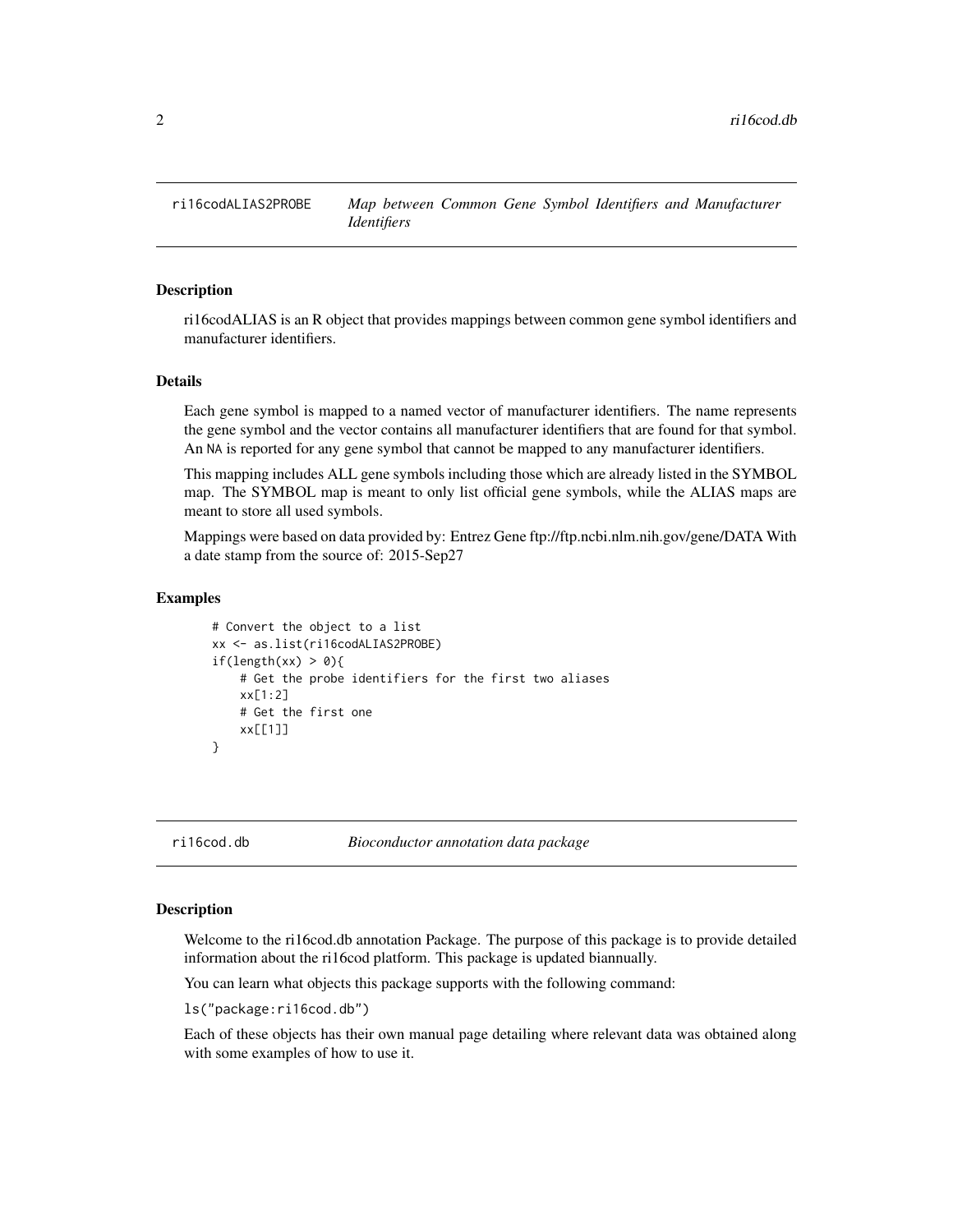## ri16codALIAS2PROBE — *Map between Common Gene Symbol Identifiers and Manufacturer Identifiers*

### Description

ri16codALIAS is an R object that provides mappings between common gene symbol identifiers and manufacturer identifiers.

### Details

Each gene symbol is mapped to a named vector of manufacturer identifiers. The name represents the gene symbol and the vector contains all manufacturer identifiers that are found for that symbol. An NA is reported for any gene symbol that cannot be mapped to any manufacturer identifiers.

This mapping includes ALL gene symbols including those which are already listed in the SYMBOL map. The SYMBOL map is meant to only list official gene symbols, while the ALIAS maps are meant to store all used symbols.

Mappings were based on data provided by: Entrez Gene ftp://ftp.ncbi.nlm.nih.gov/gene/DATA With a date stamp from the source of: 2015-Sep27

### Examples

```
# Convert the object to a list
xx <- as.list(ri16codALIAS2PROBE)
if(length(xx) > 0){
    # Get the probe identifiers for the first two aliases
    xx[1:2]
    # Get the first one
    xx[[1]]
}
```

## ri16cod.db — *Bioconductor annotation data package*

### Description

Welcome to the ri16cod.db annotation Package. The purpose of this package is to provide detailed information about the ri16cod platform. This package is updated biannually.

You can learn what objects this package supports with the following command:

`ls("package:ri16cod.db")`

Each of these objects has their own manual page detailing where relevant data was obtained along with some examples of how to use it.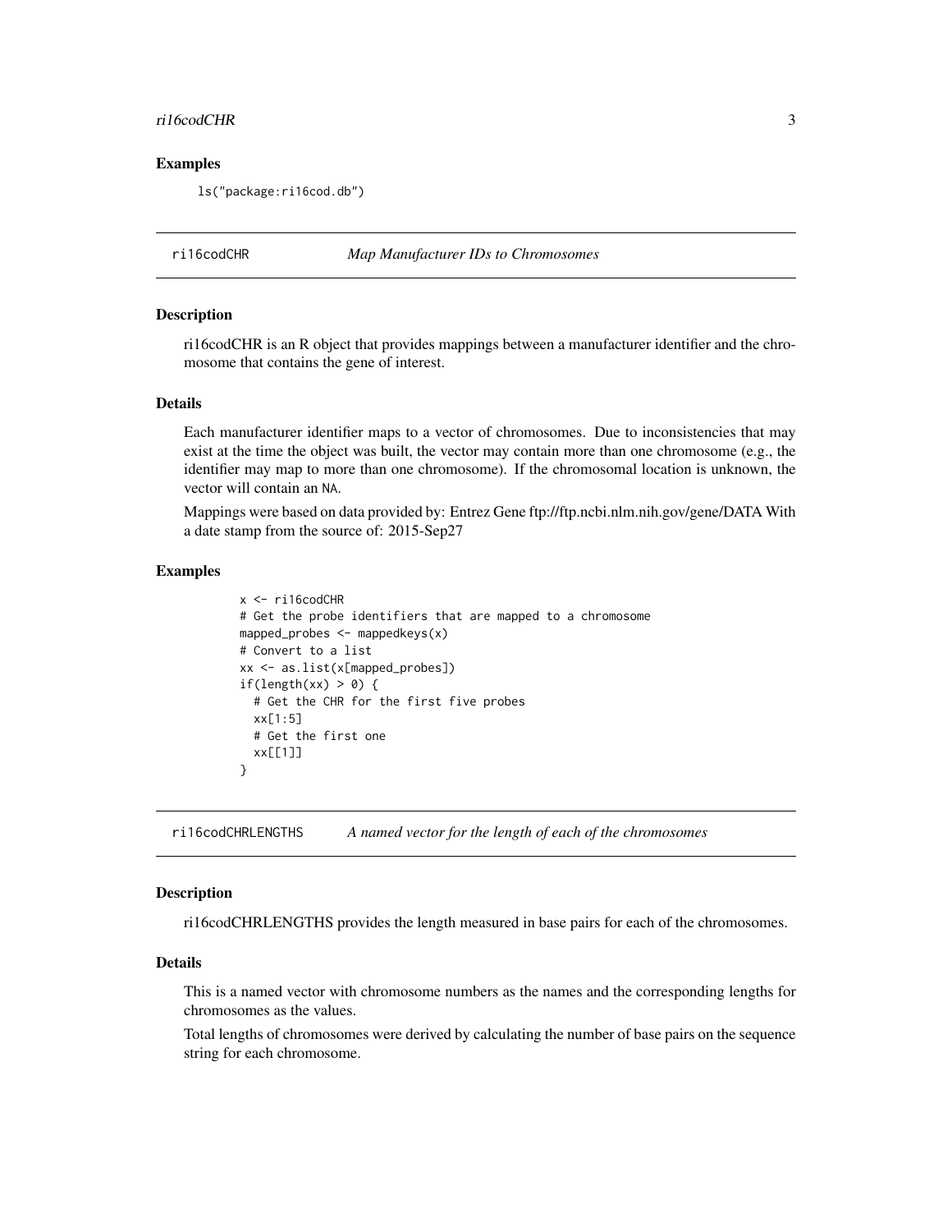### Examples

```
ls("package:ri16cod.db")
```

## ri16codCHR — *Map Manufacturer IDs to Chromosomes*

### Description

ri16codCHR is an R object that provides mappings between a manufacturer identifier and the chromosome that contains the gene of interest.

### Details

Each manufacturer identifier maps to a vector of chromosomes. Due to inconsistencies that may exist at the time the object was built, the vector may contain more than one chromosome (e.g., the identifier may map to more than one chromosome). If the chromosomal location is unknown, the vector will contain an NA.

Mappings were based on data provided by: Entrez Gene ftp://ftp.ncbi.nlm.nih.gov/gene/DATA With a date stamp from the source of: 2015-Sep27

### Examples

```
x <- ri16codCHR
# Get the probe identifiers that are mapped to a chromosome
mapped_probes <- mappedkeys(x)
# Convert to a list
xx <- as.list(x[mapped_probes])
if(length(xx) > 0) {
  # Get the CHR for the first five probes
  xx[1:5]
  # Get the first one
  xx[[1]]
}
```

## ri16codCHRLENGTHS — *A named vector for the length of each of the chromosomes*

### Description

ri16codCHRLENGTHS provides the length measured in base pairs for each of the chromosomes.

### Details

This is a named vector with chromosome numbers as the names and the corresponding lengths for chromosomes as the values.

Total lengths of chromosomes were derived by calculating the number of base pairs on the sequence string for each chromosome.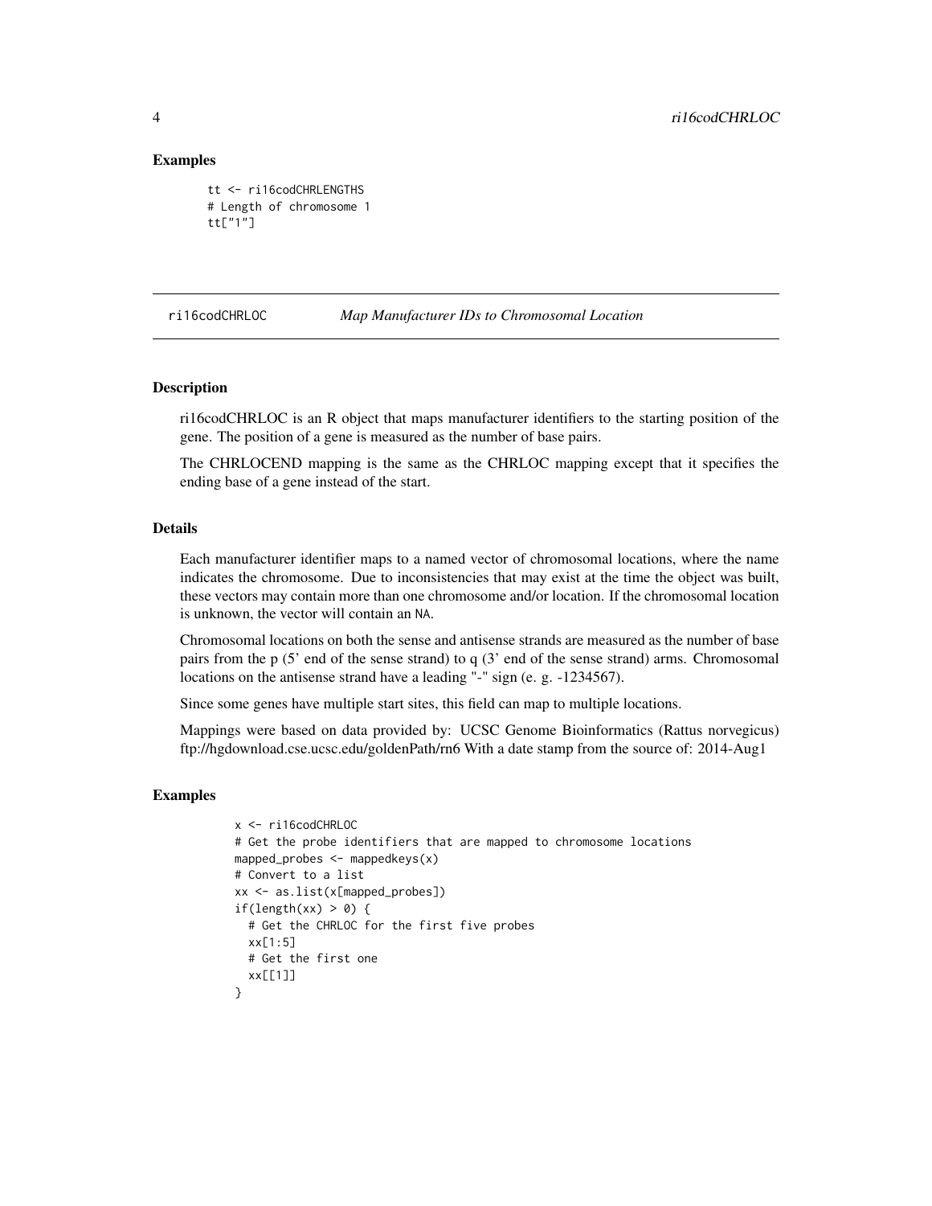### Examples

```
tt <- ri16codCHRLENGTHS
# Length of chromosome 1
tt["1"]
```

## ri16codCHRLOC *Map Manufacturer IDs to Chromosomal Location*

### Description

ri16codCHRLOC is an R object that maps manufacturer identifiers to the starting position of the gene. The position of a gene is measured as the number of base pairs.

The CHRLOCEND mapping is the same as the CHRLOC mapping except that it specifies the ending base of a gene instead of the start.

### Details

Each manufacturer identifier maps to a named vector of chromosomal locations, where the name indicates the chromosome. Due to inconsistencies that may exist at the time the object was built, these vectors may contain more than one chromosome and/or location. If the chromosomal location is unknown, the vector will contain an NA.

Chromosomal locations on both the sense and antisense strands are measured as the number of base pairs from the p (5' end of the sense strand) to q (3' end of the sense strand) arms. Chromosomal locations on the antisense strand have a leading "-" sign (e. g. -1234567).

Since some genes have multiple start sites, this field can map to multiple locations.

Mappings were based on data provided by: UCSC Genome Bioinformatics (Rattus norvegicus) ftp://hgdownload.cse.ucsc.edu/goldenPath/rn6 With a date stamp from the source of: 2014-Aug1

### Examples

```
x <- ri16codCHRLOC
# Get the probe identifiers that are mapped to chromosome locations
mapped_probes <- mappedkeys(x)
# Convert to a list
xx <- as.list(x[mapped_probes])
if(length(xx) > 0) {
  # Get the CHRLOC for the first five probes
  xx[1:5]
  # Get the first one
  xx[[1]]
}
```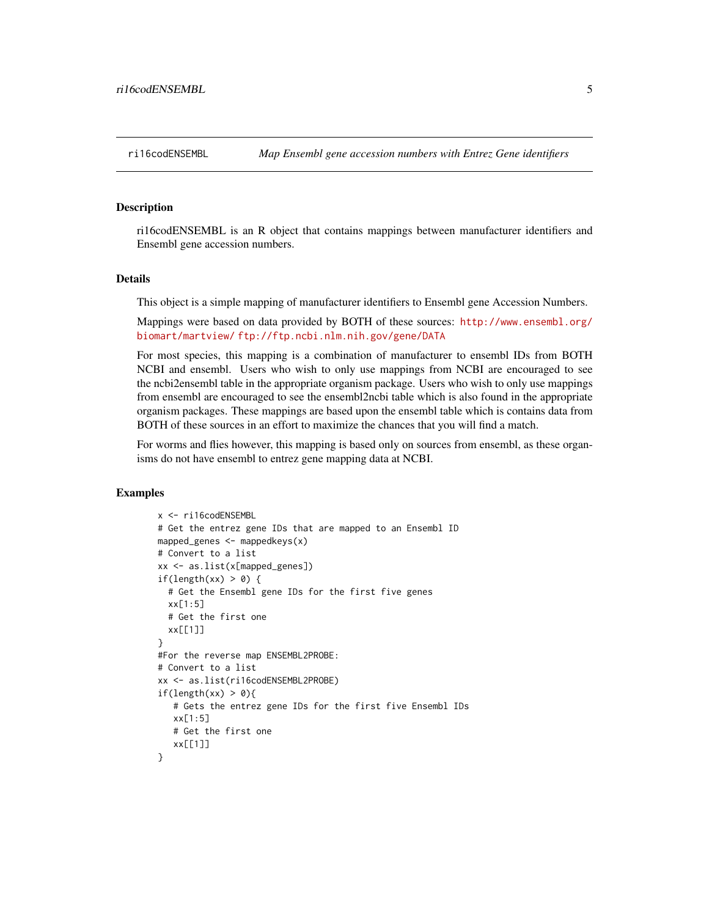## ri16codENSEMBL    *Map Ensembl gene accession numbers with Entrez Gene identifiers*

### Description

ri16codENSEMBL is an R object that contains mappings between manufacturer identifiers and Ensembl gene accession numbers.

### Details

This object is a simple mapping of manufacturer identifiers to Ensembl gene Accession Numbers.

Mappings were based on data provided by BOTH of these sources: http://www.ensembl.org/biomart/martview/ ftp://ftp.ncbi.nlm.nih.gov/gene/DATA

For most species, this mapping is a combination of manufacturer to ensembl IDs from BOTH NCBI and ensembl. Users who wish to only use mappings from NCBI are encouraged to see the ncbi2ensembl table in the appropriate organism package. Users who wish to only use mappings from ensembl are encouraged to see the ensembl2ncbi table which is also found in the appropriate organism packages. These mappings are based upon the ensembl table which is contains data from BOTH of these sources in an effort to maximize the chances that you will find a match.

For worms and flies however, this mapping is based only on sources from ensembl, as these organisms do not have ensembl to entrez gene mapping data at NCBI.

### Examples

```
x <- ri16codENSEMBL
# Get the entrez gene IDs that are mapped to an Ensembl ID
mapped_genes <- mappedkeys(x)
# Convert to a list
xx <- as.list(x[mapped_genes])
if(length(xx) > 0) {
  # Get the Ensembl gene IDs for the first five genes
  xx[1:5]
  # Get the first one
  xx[[1]]
}
#For the reverse map ENSEMBL2PROBE:
# Convert to a list
xx <- as.list(ri16codENSEMBL2PROBE)
if(length(xx) > 0){
   # Gets the entrez gene IDs for the first five Ensembl IDs
   xx[1:5]
   # Get the first one
   xx[[1]]
}
```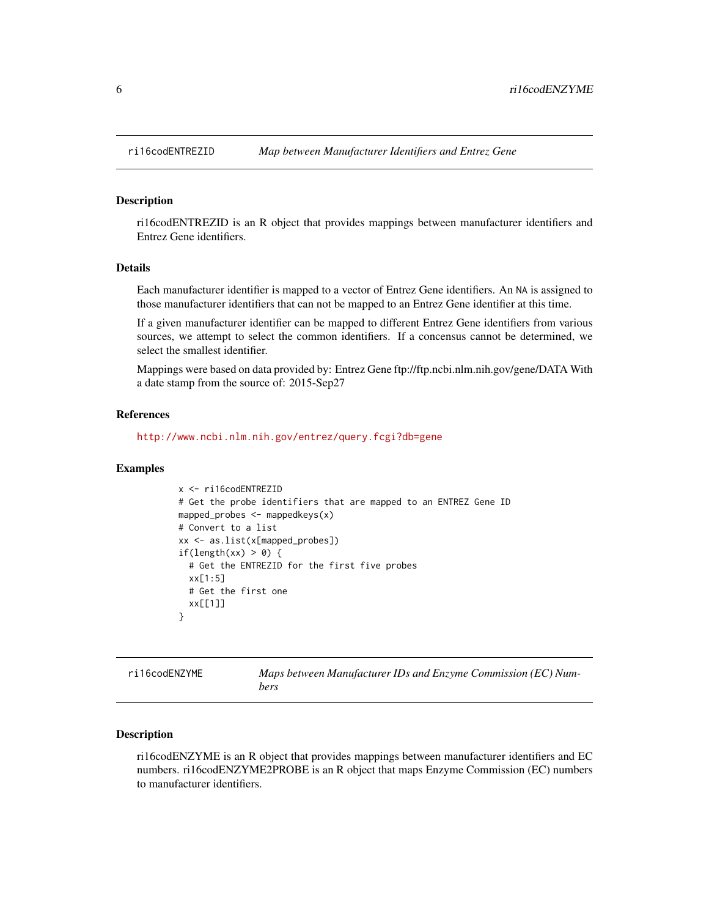## ri16codENTREZID    *Map between Manufacturer Identifiers and Entrez Gene*

### Description

ri16codENTREZID is an R object that provides mappings between manufacturer identifiers and Entrez Gene identifiers.

### Details

Each manufacturer identifier is mapped to a vector of Entrez Gene identifiers. An NA is assigned to those manufacturer identifiers that can not be mapped to an Entrez Gene identifier at this time.

If a given manufacturer identifier can be mapped to different Entrez Gene identifiers from various sources, we attempt to select the common identifiers. If a concensus cannot be determined, we select the smallest identifier.

Mappings were based on data provided by: Entrez Gene ftp://ftp.ncbi.nlm.nih.gov/gene/DATA With a date stamp from the source of: 2015-Sep27

### References

http://www.ncbi.nlm.nih.gov/entrez/query.fcgi?db=gene

### Examples

```
x <- ri16codENTREZID
# Get the probe identifiers that are mapped to an ENTREZ Gene ID
mapped_probes <- mappedkeys(x)
# Convert to a list
xx <- as.list(x[mapped_probes])
if(length(xx) > 0) {
  # Get the ENTREZID for the first five probes
  xx[1:5]
  # Get the first one
  xx[[1]]
}
```

## ri16codENZYME    *Maps between Manufacturer IDs and Enzyme Commission (EC) Numbers*

### Description

ri16codENZYME is an R object that provides mappings between manufacturer identifiers and EC numbers. ri16codENZYME2PROBE is an R object that maps Enzyme Commission (EC) numbers to manufacturer identifiers.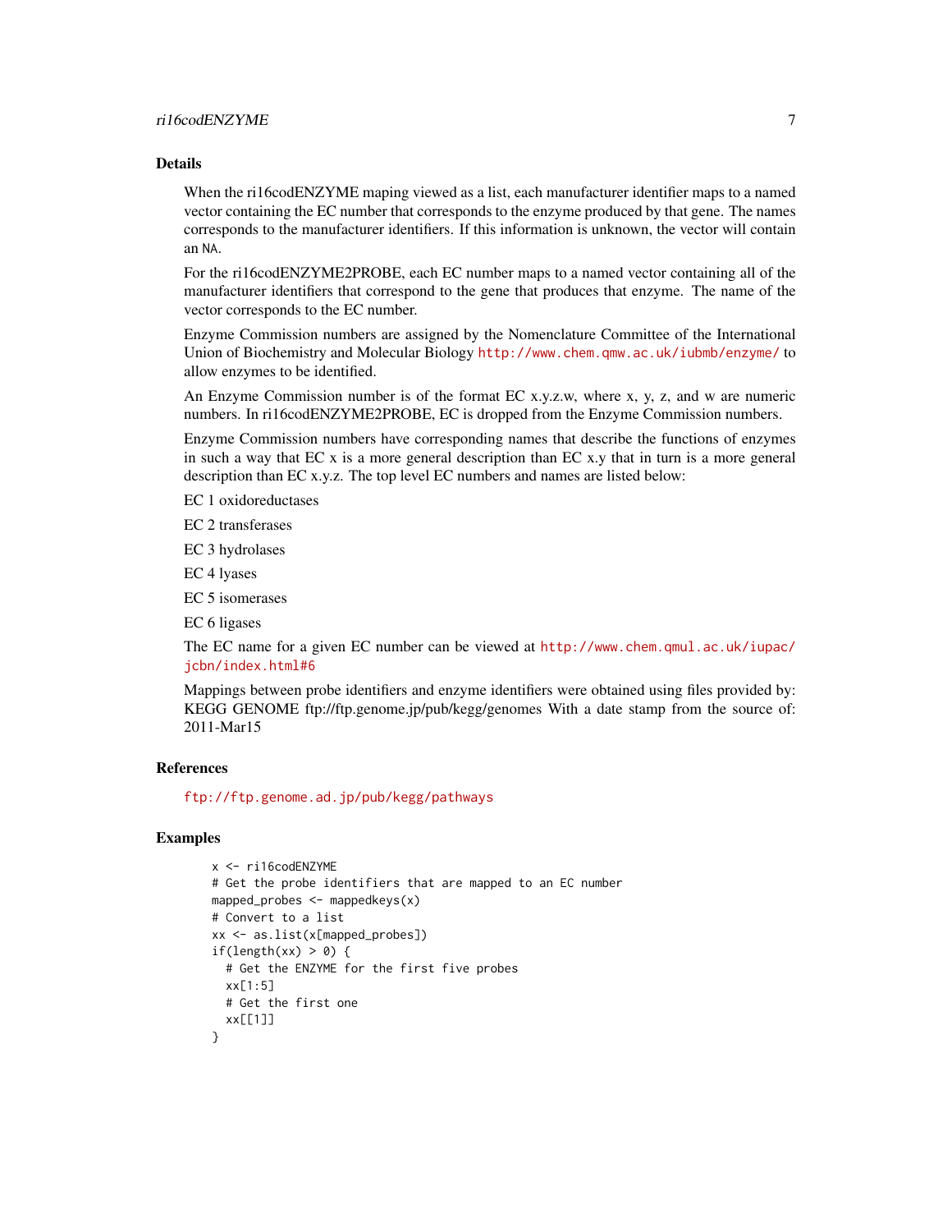## Details

When the ri16codENZYME maping viewed as a list, each manufacturer identifier maps to a named vector containing the EC number that corresponds to the enzyme produced by that gene. The names corresponds to the manufacturer identifiers. If this information is unknown, the vector will contain an NA.

For the ri16codENZYME2PROBE, each EC number maps to a named vector containing all of the manufacturer identifiers that correspond to the gene that produces that enzyme. The name of the vector corresponds to the EC number.

Enzyme Commission numbers are assigned by the Nomenclature Committee of the International Union of Biochemistry and Molecular Biology http://www.chem.qmw.ac.uk/iubmb/enzyme/ to allow enzymes to be identified.

An Enzyme Commission number is of the format EC x.y.z.w, where x, y, z, and w are numeric numbers. In ri16codENZYME2PROBE, EC is dropped from the Enzyme Commission numbers.

Enzyme Commission numbers have corresponding names that describe the functions of enzymes in such a way that EC x is a more general description than EC x.y that in turn is a more general description than EC x.y.z. The top level EC numbers and names are listed below:

EC 1 oxidoreductases

EC 2 transferases

EC 3 hydrolases

EC 4 lyases

EC 5 isomerases

EC 6 ligases

The EC name for a given EC number can be viewed at http://www.chem.qmul.ac.uk/iupac/jcbn/index.html#6

Mappings between probe identifiers and enzyme identifiers were obtained using files provided by: KEGG GENOME ftp://ftp.genome.jp/pub/kegg/genomes With a date stamp from the source of: 2011-Mar15

## References

ftp://ftp.genome.ad.jp/pub/kegg/pathways

## Examples

```
x <- ri16codENZYME
# Get the probe identifiers that are mapped to an EC number
mapped_probes <- mappedkeys(x)
# Convert to a list
xx <- as.list(x[mapped_probes])
if(length(xx) > 0) {
  # Get the ENZYME for the first five probes
  xx[1:5]
  # Get the first one
  xx[[1]]
}
```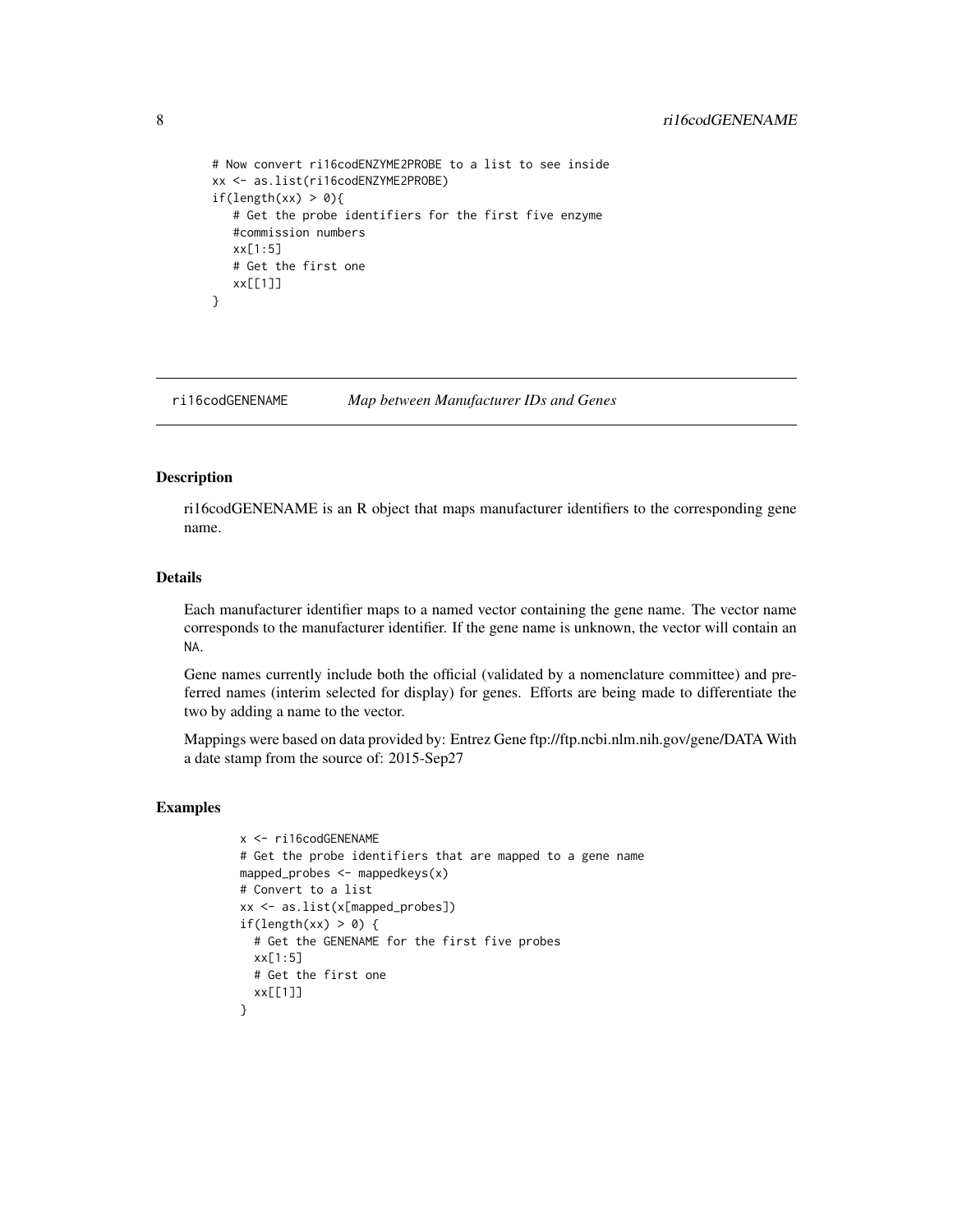```
# Now convert ri16codENZYME2PROBE to a list to see inside
xx <- as.list(ri16codENZYME2PROBE)
if(length(xx) > 0){
   # Get the probe identifiers for the first five enzyme
   #commission numbers
   xx[1:5]
   # Get the first one
   xx[[1]]
}
```

## ri16codGENENAME — *Map between Manufacturer IDs and Genes*

### Description

ri16codGENENAME is an R object that maps manufacturer identifiers to the corresponding gene name.

### Details

Each manufacturer identifier maps to a named vector containing the gene name. The vector name corresponds to the manufacturer identifier. If the gene name is unknown, the vector will contain an NA.

Gene names currently include both the official (validated by a nomenclature committee) and preferred names (interim selected for display) for genes. Efforts are being made to differentiate the two by adding a name to the vector.

Mappings were based on data provided by: Entrez Gene ftp://ftp.ncbi.nlm.nih.gov/gene/DATA With a date stamp from the source of: 2015-Sep27

### Examples

```
x <- ri16codGENENAME
# Get the probe identifiers that are mapped to a gene name
mapped_probes <- mappedkeys(x)
# Convert to a list
xx <- as.list(x[mapped_probes])
if(length(xx) > 0) {
  # Get the GENENAME for the first five probes
  xx[1:5]
  # Get the first one
  xx[[1]]
}
```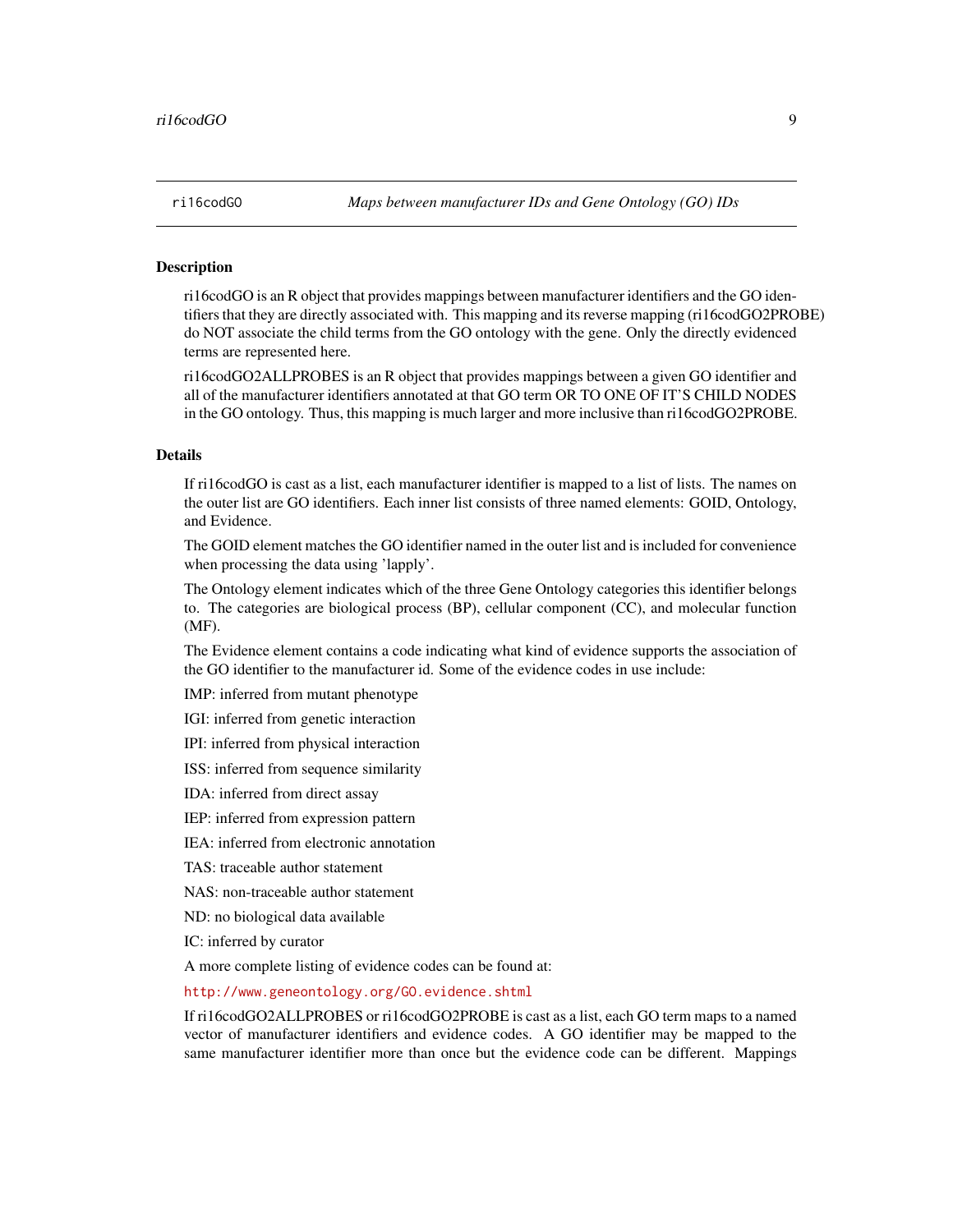ri16codGO *Maps between manufacturer IDs and Gene Ontology (GO) IDs*

## Description

ri16codGO is an R object that provides mappings between manufacturer identifiers and the GO identifiers that they are directly associated with. This mapping and its reverse mapping (ri16codGO2PROBE) do NOT associate the child terms from the GO ontology with the gene. Only the directly evidenced terms are represented here.

ri16codGO2ALLPROBES is an R object that provides mappings between a given GO identifier and all of the manufacturer identifiers annotated at that GO term OR TO ONE OF IT'S CHILD NODES in the GO ontology. Thus, this mapping is much larger and more inclusive than ri16codGO2PROBE.

## Details

If ri16codGO is cast as a list, each manufacturer identifier is mapped to a list of lists. The names on the outer list are GO identifiers. Each inner list consists of three named elements: GOID, Ontology, and Evidence.

The GOID element matches the GO identifier named in the outer list and is included for convenience when processing the data using 'lapply'.

The Ontology element indicates which of the three Gene Ontology categories this identifier belongs to. The categories are biological process (BP), cellular component (CC), and molecular function (MF).

The Evidence element contains a code indicating what kind of evidence supports the association of the GO identifier to the manufacturer id. Some of the evidence codes in use include:

IMP: inferred from mutant phenotype

IGI: inferred from genetic interaction

IPI: inferred from physical interaction

ISS: inferred from sequence similarity

IDA: inferred from direct assay

IEP: inferred from expression pattern

IEA: inferred from electronic annotation

TAS: traceable author statement

NAS: non-traceable author statement

ND: no biological data available

IC: inferred by curator

A more complete listing of evidence codes can be found at:

http://www.geneontology.org/GO.evidence.shtml

If ri16codGO2ALLPROBES or ri16codGO2PROBE is cast as a list, each GO term maps to a named vector of manufacturer identifiers and evidence codes. A GO identifier may be mapped to the same manufacturer identifier more than once but the evidence code can be different. Mappings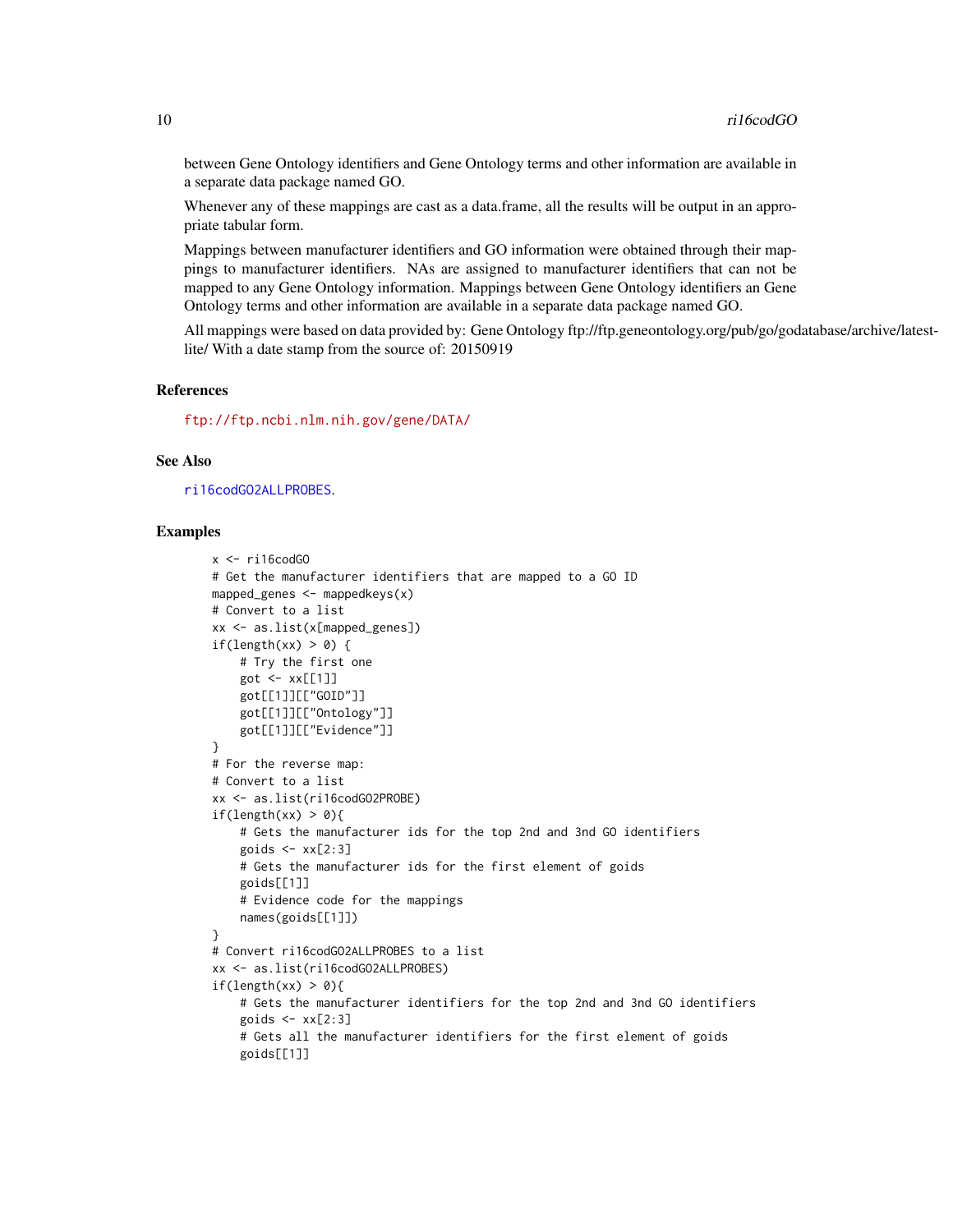between Gene Ontology identifiers and Gene Ontology terms and other information are available in a separate data package named GO.

Whenever any of these mappings are cast as a data.frame, all the results will be output in an appropriate tabular form.

Mappings between manufacturer identifiers and GO information were obtained through their mappings to manufacturer identifiers. NAs are assigned to manufacturer identifiers that can not be mapped to any Gene Ontology information. Mappings between Gene Ontology identifiers an Gene Ontology terms and other information are available in a separate data package named GO.

All mappings were based on data provided by: Gene Ontology ftp://ftp.geneontology.org/pub/go/godatabase/archive/latest-lite/ With a date stamp from the source of: 20150919

## References

ftp://ftp.ncbi.nlm.nih.gov/gene/DATA/

## See Also

ri16codGO2ALLPROBES.

## Examples

```
x <- ri16codGO
# Get the manufacturer identifiers that are mapped to a GO ID
mapped_genes <- mappedkeys(x)
# Convert to a list
xx <- as.list(x[mapped_genes])
if(length(xx) > 0) {
    # Try the first one
    got <- xx[[1]]
    got[[1]][["GOID"]]
    got[[1]][["Ontology"]]
    got[[1]][["Evidence"]]
}
# For the reverse map:
# Convert to a list
xx <- as.list(ri16codGO2PROBE)
if(length(xx) > 0){
    # Gets the manufacturer ids for the top 2nd and 3nd GO identifiers
    goids <- xx[2:3]
    # Gets the manufacturer ids for the first element of goids
    goids[[1]]
    # Evidence code for the mappings
    names(goids[[1]])
}
# Convert ri16codGO2ALLPROBES to a list
xx <- as.list(ri16codGO2ALLPROBES)
if(length(xx) > 0){
    # Gets the manufacturer identifiers for the top 2nd and 3nd GO identifiers
    goids <- xx[2:3]
    # Gets all the manufacturer identifiers for the first element of goids
    goids[[1]]
```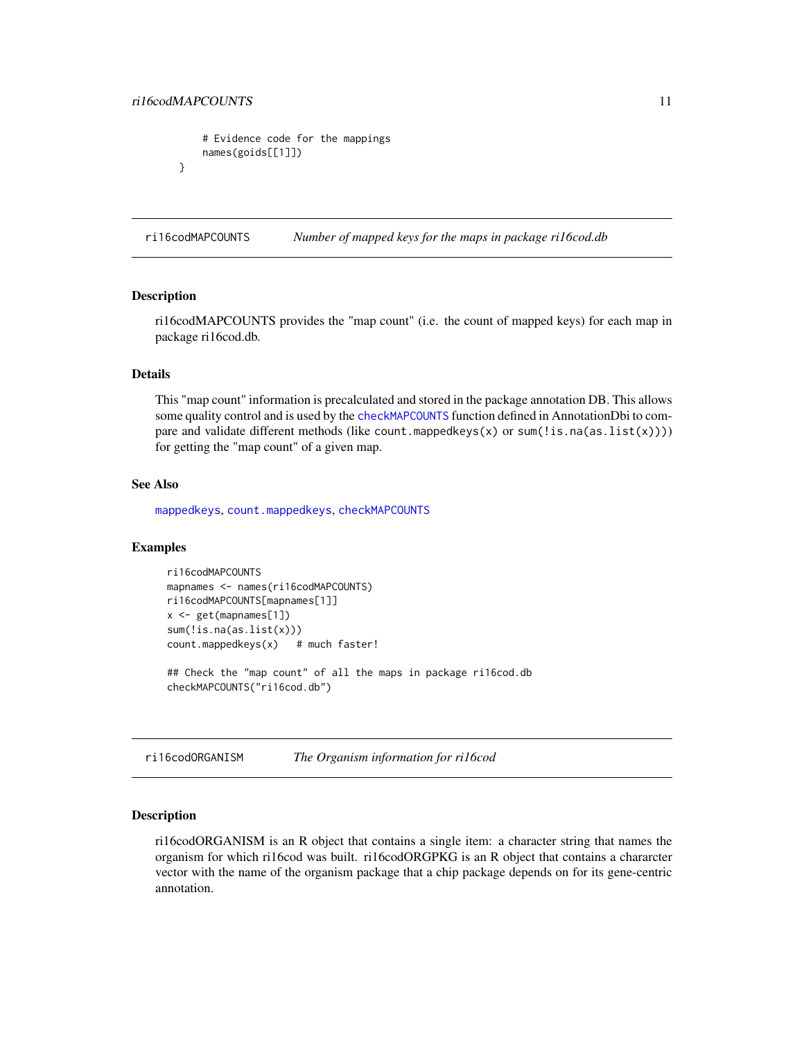```
    # Evidence code for the mappings
    names(goids[[1]])
}
```

## ri16codMAPCOUNTS *Number of mapped keys for the maps in package ri16cod.db*

### Description

ri16codMAPCOUNTS provides the "map count" (i.e. the count of mapped keys) for each map in package ri16cod.db.

### Details

This "map count" information is precalculated and stored in the package annotation DB. This allows some quality control and is used by the `checkMAPCOUNTS` function defined in AnnotationDbi to compare and validate different methods (like `count.mappedkeys(x)` or `sum(!is.na(as.list(x)))`) for getting the "map count" of a given map.

### See Also

`mappedkeys`, `count.mappedkeys`, `checkMAPCOUNTS`

### Examples

```
ri16codMAPCOUNTS
mapnames <- names(ri16codMAPCOUNTS)
ri16codMAPCOUNTS[mapnames[1]]
x <- get(mapnames[1])
sum(!is.na(as.list(x)))
count.mappedkeys(x)   # much faster!

## Check the "map count" of all the maps in package ri16cod.db
checkMAPCOUNTS("ri16cod.db")
```

## ri16codORGANISM *The Organism information for ri16cod*

### Description

ri16codORGANISM is an R object that contains a single item: a character string that names the organism for which ri16cod was built. ri16codORGPKG is an R object that contains a chararcter vector with the name of the organism package that a chip package depends on for its gene-centric annotation.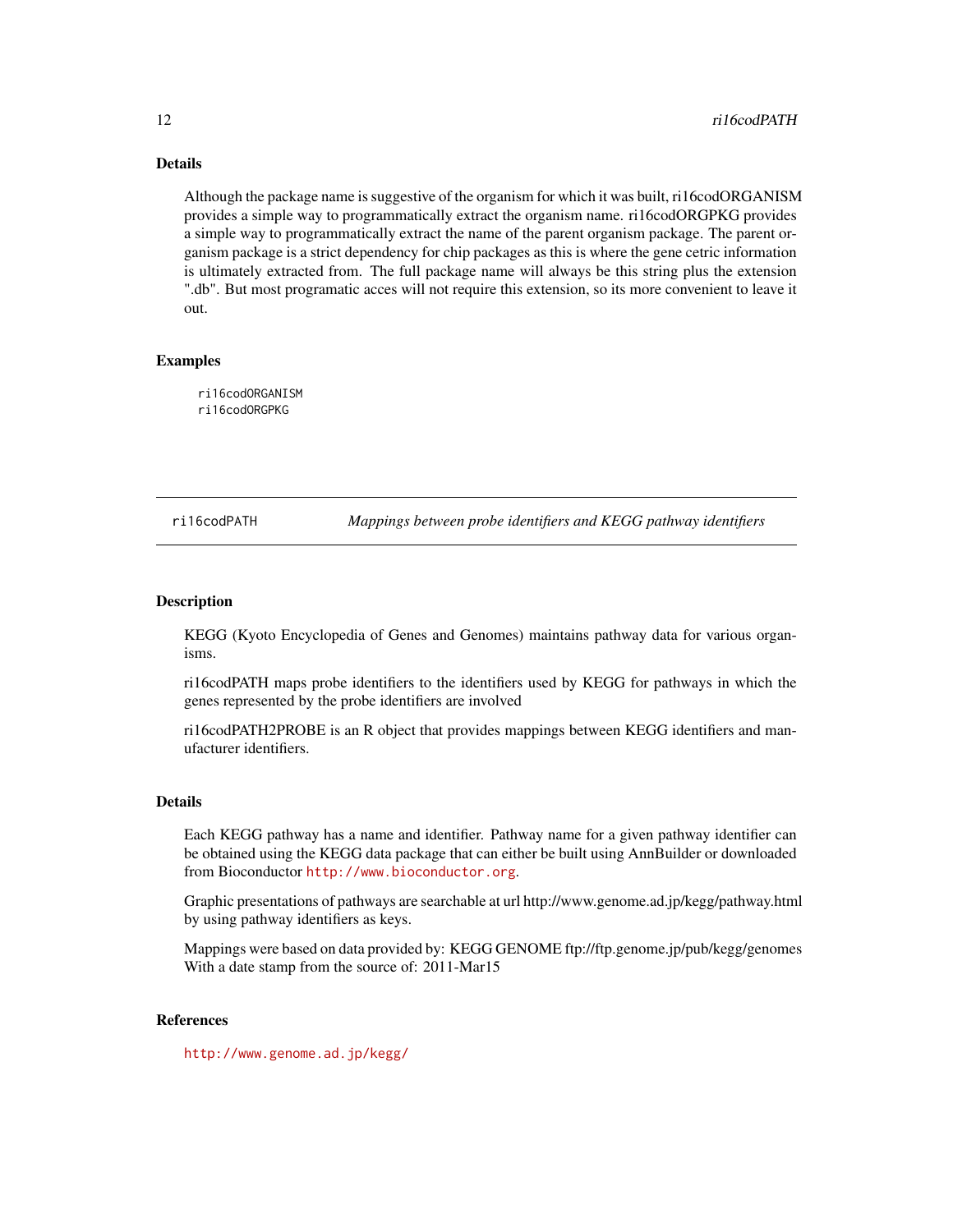## Details

Although the package name is suggestive of the organism for which it was built, ri16codORGANISM provides a simple way to programmatically extract the organism name. ri16codORGPKG provides a simple way to programmatically extract the name of the parent organism package. The parent organism package is a strict dependency for chip packages as this is where the gene cetric information is ultimately extracted from. The full package name will always be this string plus the extension ".db". But most programatic acces will not require this extension, so its more convenient to leave it out.

## Examples

```
ri16codORGANISM
ri16codORGPKG
```

---

# ri16codPATH — *Mappings between probe identifiers and KEGG pathway identifiers*

---

## Description

KEGG (Kyoto Encyclopedia of Genes and Genomes) maintains pathway data for various organisms.

ri16codPATH maps probe identifiers to the identifiers used by KEGG for pathways in which the genes represented by the probe identifiers are involved

ri16codPATH2PROBE is an R object that provides mappings between KEGG identifiers and manufacturer identifiers.

## Details

Each KEGG pathway has a name and identifier. Pathway name for a given pathway identifier can be obtained using the KEGG data package that can either be built using AnnBuilder or downloaded from Bioconductor http://www.bioconductor.org.

Graphic presentations of pathways are searchable at url http://www.genome.ad.jp/kegg/pathway.html by using pathway identifiers as keys.

Mappings were based on data provided by: KEGG GENOME ftp://ftp.genome.jp/pub/kegg/genomes With a date stamp from the source of: 2011-Mar15

## References

http://www.genome.ad.jp/kegg/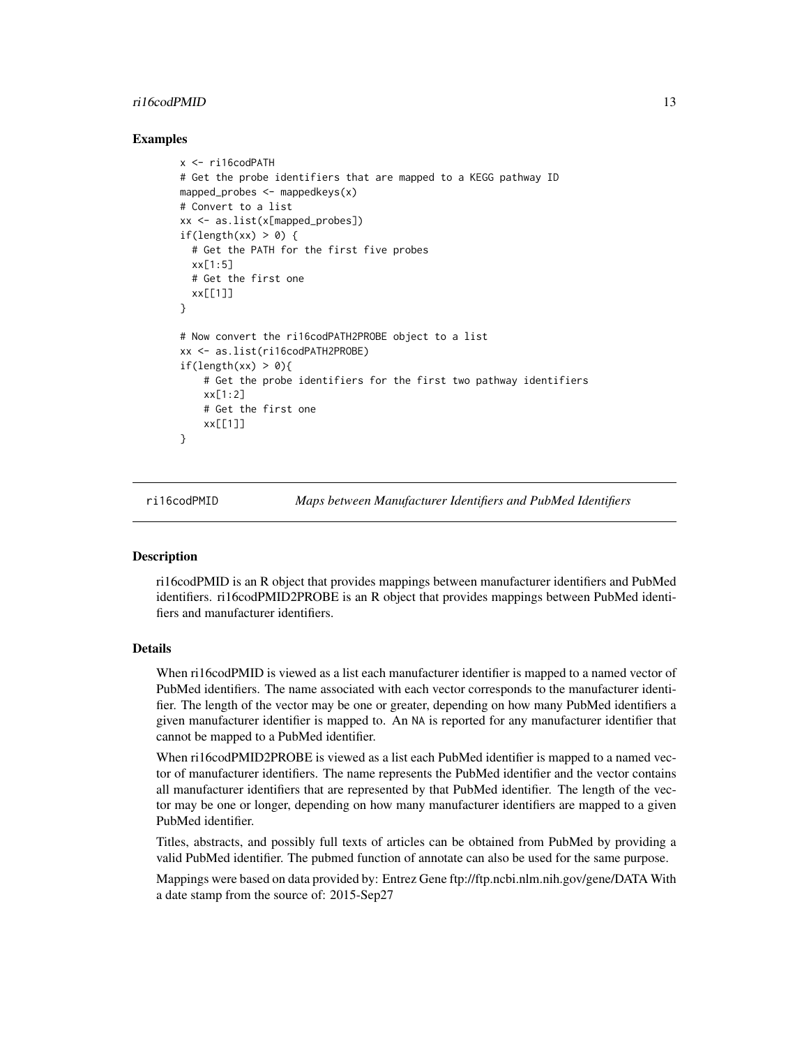## Examples

```
x <- ri16codPATH
# Get the probe identifiers that are mapped to a KEGG pathway ID
mapped_probes <- mappedkeys(x)
# Convert to a list
xx <- as.list(x[mapped_probes])
if(length(xx) > 0) {
  # Get the PATH for the first five probes
  xx[1:5]
  # Get the first one
  xx[[1]]
}

# Now convert the ri16codPATH2PROBE object to a list
xx <- as.list(ri16codPATH2PROBE)
if(length(xx) > 0){
    # Get the probe identifiers for the first two pathway identifiers
    xx[1:2]
    # Get the first one
    xx[[1]]
}
```

---

# ri16codPMID *Maps between Manufacturer Identifiers and PubMed Identifiers*

---

## Description

ri16codPMID is an R object that provides mappings between manufacturer identifiers and PubMed identifiers. ri16codPMID2PROBE is an R object that provides mappings between PubMed identifiers and manufacturer identifiers.

## Details

When ri16codPMID is viewed as a list each manufacturer identifier is mapped to a named vector of PubMed identifiers. The name associated with each vector corresponds to the manufacturer identifier. The length of the vector may be one or greater, depending on how many PubMed identifiers a given manufacturer identifier is mapped to. An `NA` is reported for any manufacturer identifier that cannot be mapped to a PubMed identifier.

When ri16codPMID2PROBE is viewed as a list each PubMed identifier is mapped to a named vector of manufacturer identifiers. The name represents the PubMed identifier and the vector contains all manufacturer identifiers that are represented by that PubMed identifier. The length of the vector may be one or longer, depending on how many manufacturer identifiers are mapped to a given PubMed identifier.

Titles, abstracts, and possibly full texts of articles can be obtained from PubMed by providing a valid PubMed identifier. The pubmed function of annotate can also be used for the same purpose.

Mappings were based on data provided by: Entrez Gene ftp://ftp.ncbi.nlm.nih.gov/gene/DATA With a date stamp from the source of: 2015-Sep27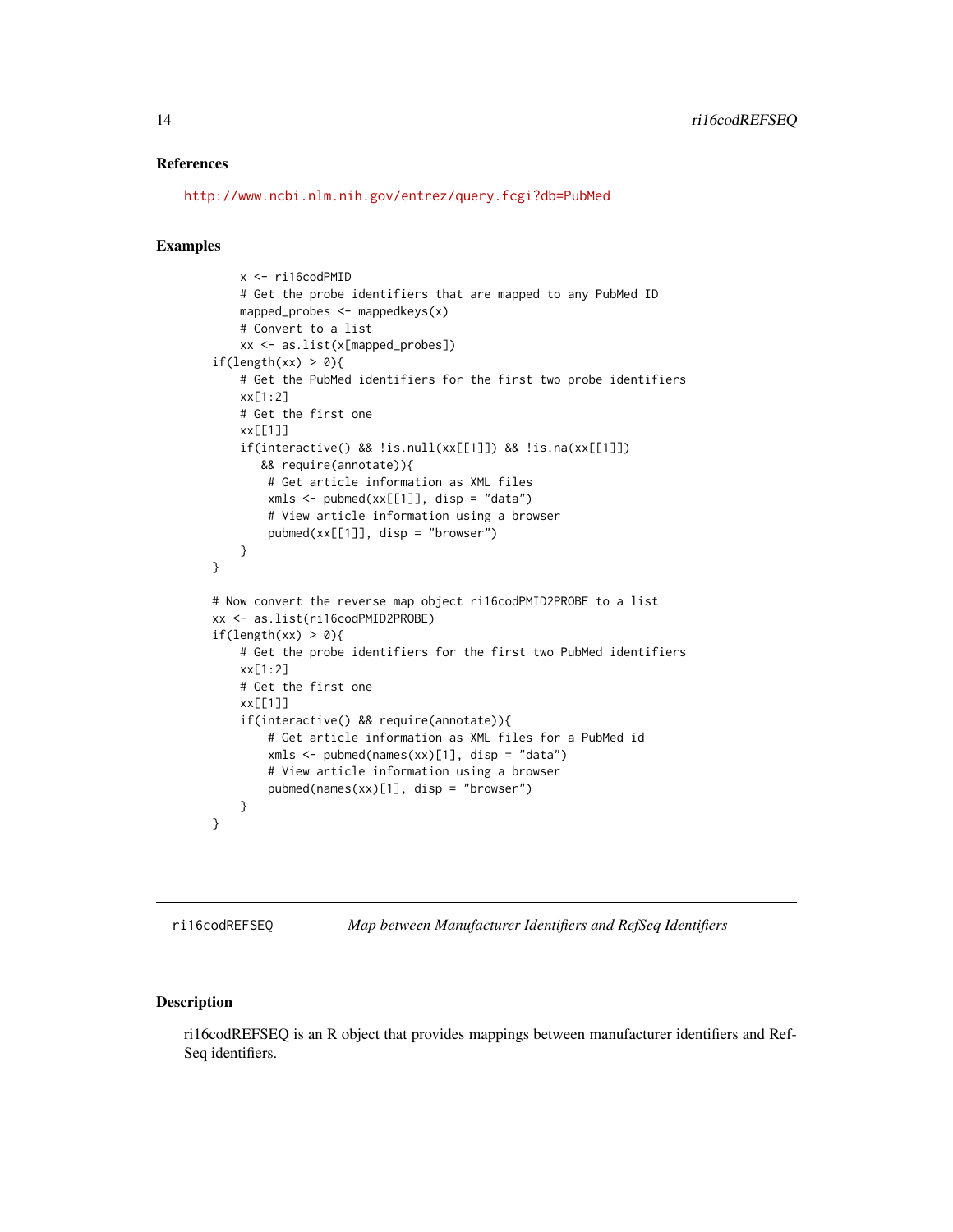### References

http://www.ncbi.nlm.nih.gov/entrez/query.fcgi?db=PubMed

### Examples

```
    x <- ri16codPMID
    # Get the probe identifiers that are mapped to any PubMed ID
    mapped_probes <- mappedkeys(x)
    # Convert to a list
    xx <- as.list(x[mapped_probes])
if(length(xx) > 0){
    # Get the PubMed identifiers for the first two probe identifiers
    xx[1:2]
    # Get the first one
    xx[[1]]
    if(interactive() && !is.null(xx[[1]]) && !is.na(xx[[1]])
       && require(annotate)){
        # Get article information as XML files
        xmls <- pubmed(xx[[1]], disp = "data")
        # View article information using a browser
        pubmed(xx[[1]], disp = "browser")
    }
}

# Now convert the reverse map object ri16codPMID2PROBE to a list
xx <- as.list(ri16codPMID2PROBE)
if(length(xx) > 0){
    # Get the probe identifiers for the first two PubMed identifiers
    xx[1:2]
    # Get the first one
    xx[[1]]
    if(interactive() && require(annotate)){
        # Get article information as XML files for a PubMed id
        xmls <- pubmed(names(xx)[1], disp = "data")
        # View article information using a browser
        pubmed(names(xx)[1], disp = "browser")
    }
}
```

## ri16codREFSEQ *Map between Manufacturer Identifiers and RefSeq Identifiers*

### Description

ri16codREFSEQ is an R object that provides mappings between manufacturer identifiers and RefSeq identifiers.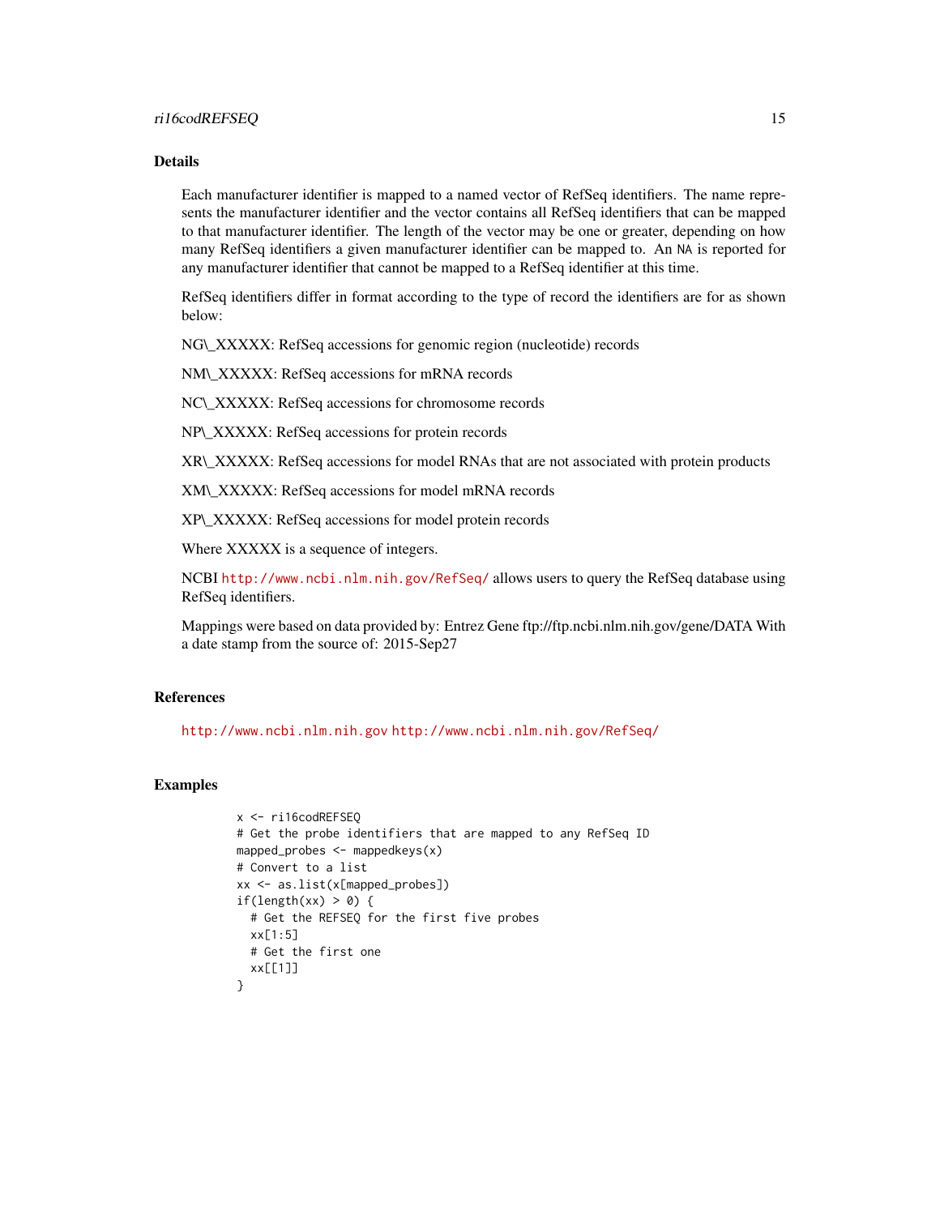## Details

Each manufacturer identifier is mapped to a named vector of RefSeq identifiers. The name represents the manufacturer identifier and the vector contains all RefSeq identifiers that can be mapped to that manufacturer identifier. The length of the vector may be one or greater, depending on how many RefSeq identifiers a given manufacturer identifier can be mapped to. An `NA` is reported for any manufacturer identifier that cannot be mapped to a RefSeq identifier at this time.

RefSeq identifiers differ in format according to the type of record the identifiers are for as shown below:

NG\_XXXXX: RefSeq accessions for genomic region (nucleotide) records

NM\_XXXXX: RefSeq accessions for mRNA records

NC\_XXXXX: RefSeq accessions for chromosome records

NP\_XXXXX: RefSeq accessions for protein records

XR\_XXXXX: RefSeq accessions for model RNAs that are not associated with protein products

XM\_XXXXX: RefSeq accessions for model mRNA records

XP\_XXXXX: RefSeq accessions for model protein records

Where XXXXX is a sequence of integers.

NCBI http://www.ncbi.nlm.nih.gov/RefSeq/ allows users to query the RefSeq database using RefSeq identifiers.

Mappings were based on data provided by: Entrez Gene ftp://ftp.ncbi.nlm.nih.gov/gene/DATA With a date stamp from the source of: 2015-Sep27

## References

http://www.ncbi.nlm.nih.gov http://www.ncbi.nlm.nih.gov/RefSeq/

## Examples

```
x <- ri16codREFSEQ
# Get the probe identifiers that are mapped to any RefSeq ID
mapped_probes <- mappedkeys(x)
# Convert to a list
xx <- as.list(x[mapped_probes])
if(length(xx) > 0) {
  # Get the REFSEQ for the first five probes
  xx[1:5]
  # Get the first one
  xx[[1]]
}
```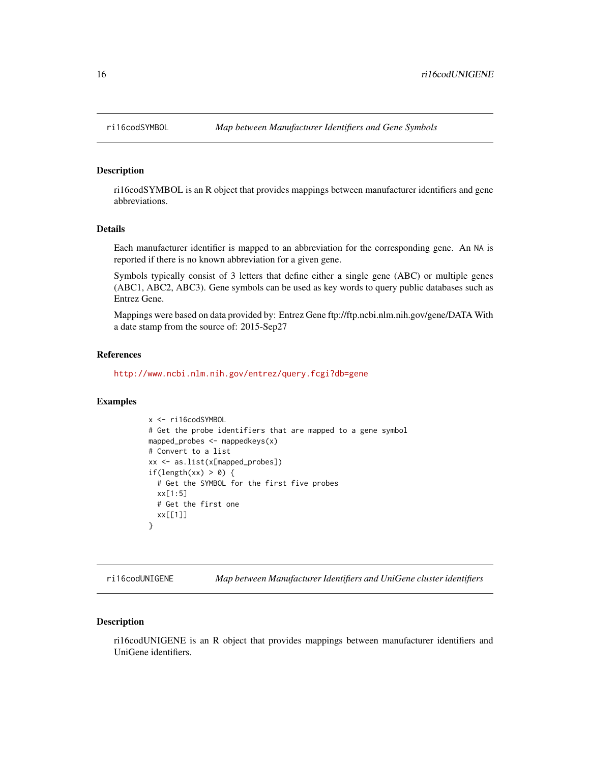## ri16codSYMBOL — *Map between Manufacturer Identifiers and Gene Symbols*

### Description

ri16codSYMBOL is an R object that provides mappings between manufacturer identifiers and gene abbreviations.

### Details

Each manufacturer identifier is mapped to an abbreviation for the corresponding gene. An NA is reported if there is no known abbreviation for a given gene.

Symbols typically consist of 3 letters that define either a single gene (ABC) or multiple genes (ABC1, ABC2, ABC3). Gene symbols can be used as key words to query public databases such as Entrez Gene.

Mappings were based on data provided by: Entrez Gene ftp://ftp.ncbi.nlm.nih.gov/gene/DATA With a date stamp from the source of: 2015-Sep27

### References

http://www.ncbi.nlm.nih.gov/entrez/query.fcgi?db=gene

### Examples

```
x <- ri16codSYMBOL
# Get the probe identifiers that are mapped to a gene symbol
mapped_probes <- mappedkeys(x)
# Convert to a list
xx <- as.list(x[mapped_probes])
if(length(xx) > 0) {
  # Get the SYMBOL for the first five probes
  xx[1:5]
  # Get the first one
  xx[[1]]
}
```

## ri16codUNIGENE — *Map between Manufacturer Identifiers and UniGene cluster identifiers*

### Description

ri16codUNIGENE is an R object that provides mappings between manufacturer identifiers and UniGene identifiers.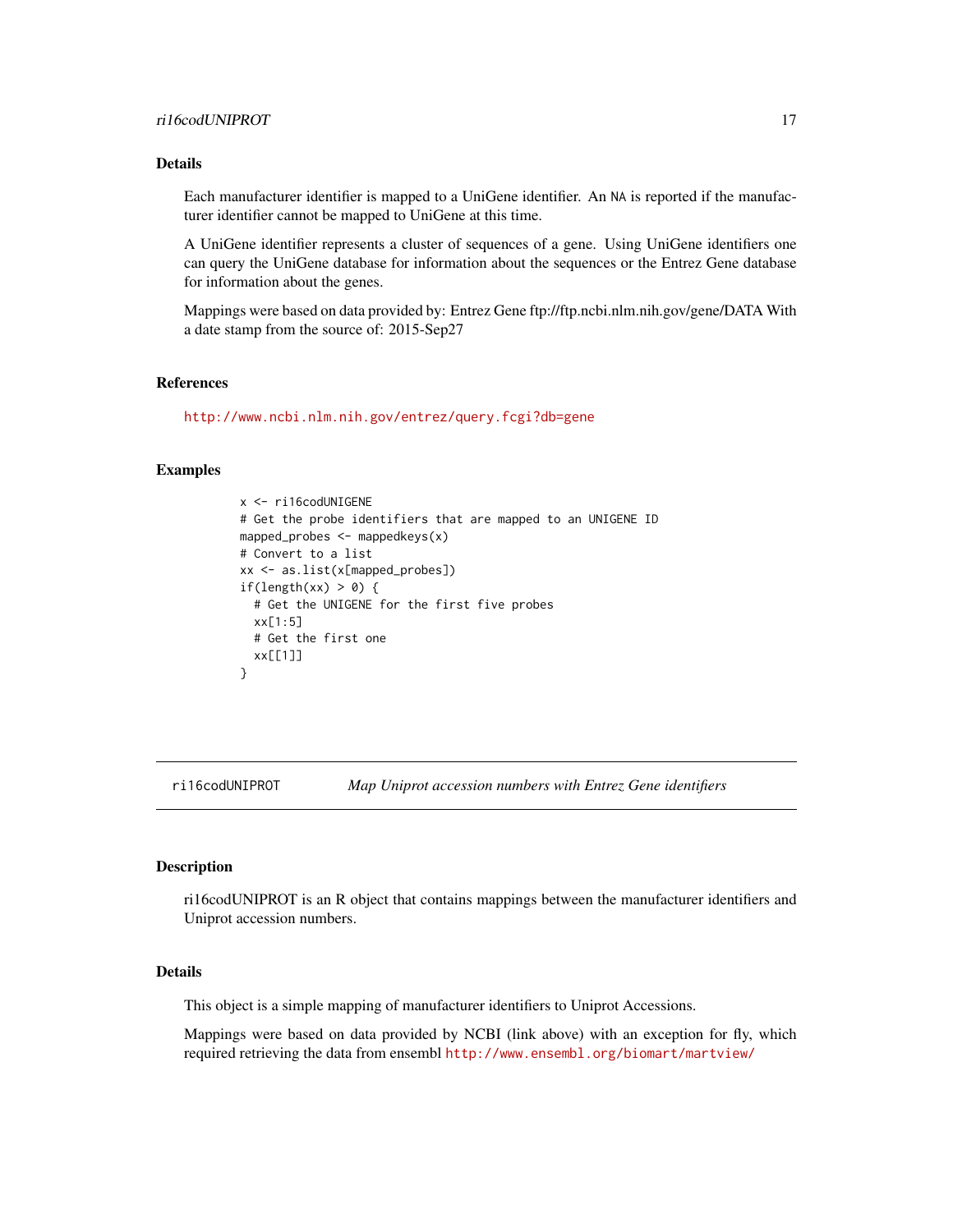## Details

Each manufacturer identifier is mapped to a UniGene identifier. An NA is reported if the manufacturer identifier cannot be mapped to UniGene at this time.

A UniGene identifier represents a cluster of sequences of a gene. Using UniGene identifiers one can query the UniGene database for information about the sequences or the Entrez Gene database for information about the genes.

Mappings were based on data provided by: Entrez Gene ftp://ftp.ncbi.nlm.nih.gov/gene/DATA With a date stamp from the source of: 2015-Sep27

## References

http://www.ncbi.nlm.nih.gov/entrez/query.fcgi?db=gene

## Examples

```
x <- ri16codUNIGENE
# Get the probe identifiers that are mapped to an UNIGENE ID
mapped_probes <- mappedkeys(x)
# Convert to a list
xx <- as.list(x[mapped_probes])
if(length(xx) > 0) {
  # Get the UNIGENE for the first five probes
  xx[1:5]
  # Get the first one
  xx[[1]]
}
```

---

# ri16codUNIPROT — *Map Uniprot accession numbers with Entrez Gene identifiers*

## Description

ri16codUNIPROT is an R object that contains mappings between the manufacturer identifiers and Uniprot accession numbers.

## Details

This object is a simple mapping of manufacturer identifiers to Uniprot Accessions.

Mappings were based on data provided by NCBI (link above) with an exception for fly, which required retrieving the data from ensembl http://www.ensembl.org/biomart/martview/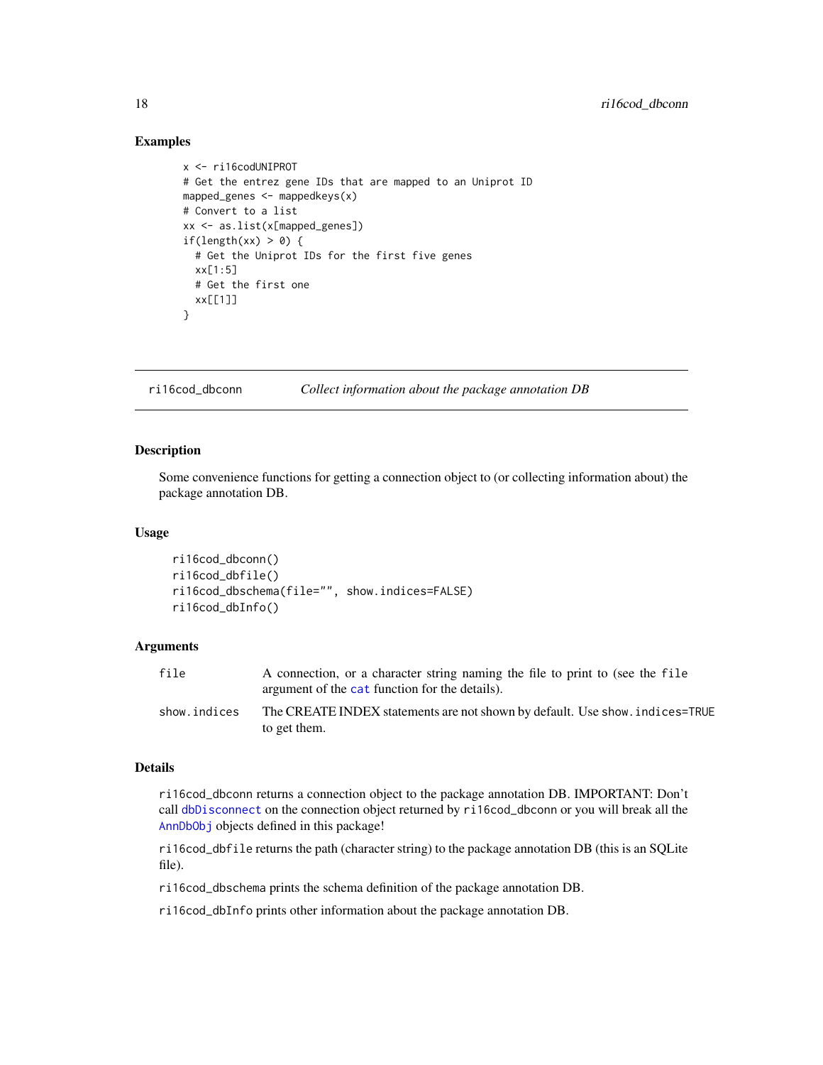## Examples

```
x <- ri16codUNIPROT
# Get the entrez gene IDs that are mapped to an Uniprot ID
mapped_genes <- mappedkeys(x)
# Convert to a list
xx <- as.list(x[mapped_genes])
if(length(xx) > 0) {
  # Get the Uniprot IDs for the first five genes
  xx[1:5]
  # Get the first one
  xx[[1]]
}
```

---

# ri16cod_dbconn — *Collect information about the package annotation DB*

---

## Description

Some convenience functions for getting a connection object to (or collecting information about) the package annotation DB.

## Usage

```
ri16cod_dbconn()
ri16cod_dbfile()
ri16cod_dbschema(file="", show.indices=FALSE)
ri16cod_dbInfo()
```

## Arguments

| | |
|---|---|
| `file` | A connection, or a character string naming the file to print to (see the `file` argument of the `cat` function for the details). |
| `show.indices` | The CREATE INDEX statements are not shown by default. Use `show.indices=TRUE` to get them. |

## Details

`ri16cod_dbconn` returns a connection object to the package annotation DB. IMPORTANT: Don't call `dbDisconnect` on the connection object returned by `ri16cod_dbconn` or you will break all the `AnnDbObj` objects defined in this package!

`ri16cod_dbfile` returns the path (character string) to the package annotation DB (this is an SQLite file).

`ri16cod_dbschema` prints the schema definition of the package annotation DB.

`ri16cod_dbInfo` prints other information about the package annotation DB.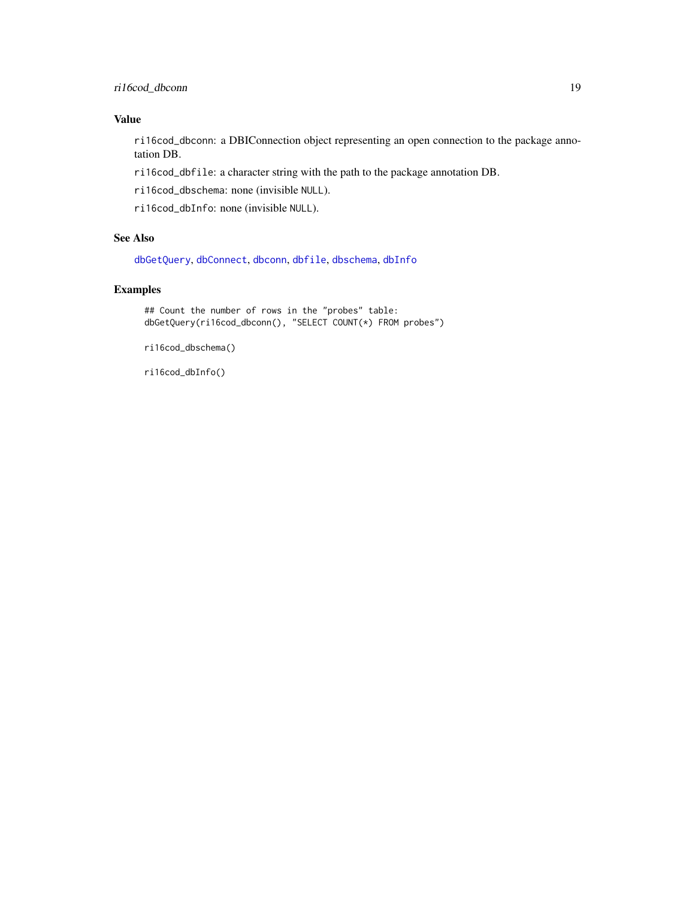## Value

`ri16cod_dbconn`: a DBIConnection object representing an open connection to the package annotation DB.

`ri16cod_dbfile`: a character string with the path to the package annotation DB.

`ri16cod_dbschema`: none (invisible `NULL`).

`ri16cod_dbInfo`: none (invisible `NULL`).

## See Also

`dbGetQuery`, `dbConnect`, `dbconn`, `dbfile`, `dbschema`, `dbInfo`

## Examples

```
## Count the number of rows in the "probes" table:
dbGetQuery(ri16cod_dbconn(), "SELECT COUNT(*) FROM probes")

ri16cod_dbschema()

ri16cod_dbInfo()
```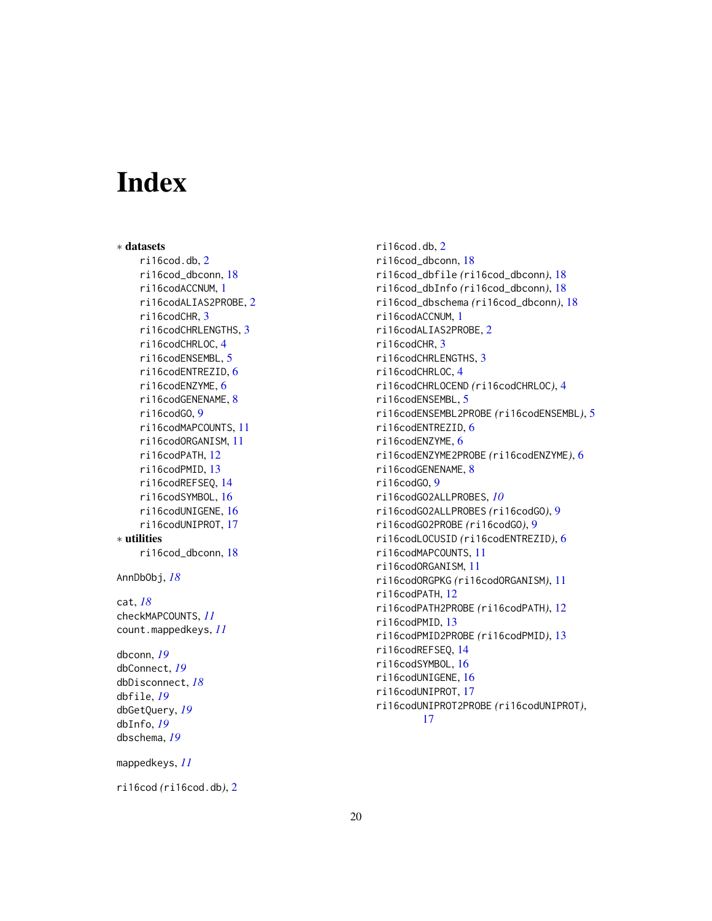# Index

∗ **datasets**
- ri16cod.db, 2
- ri16cod_dbconn, 18
- ri16codACCNUM, 1
- ri16codALIAS2PROBE, 2
- ri16codCHR, 3
- ri16codCHRLENGTHS, 3
- ri16codCHRLOC, 4
- ri16codENSEMBL, 5
- ri16codENTREZID, 6
- ri16codENZYME, 6
- ri16codGENENAME, 8
- ri16codGO, 9
- ri16codMAPCOUNTS, 11
- ri16codORGANISM, 11
- ri16codPATH, 12
- ri16codPMID, 13
- ri16codREFSEQ, 14
- ri16codSYMBOL, 16
- ri16codUNIGENE, 16
- ri16codUNIPROT, 17

∗ **utilities**
- ri16cod_dbconn, 18

AnnDbObj, *18*

cat, *18*
checkMAPCOUNTS, *11*
count.mappedkeys, *11*

dbconn, *19*
dbConnect, *19*
dbDisconnect, *18*
dbfile, *19*
dbGetQuery, *19*
dbInfo, *19*
dbschema, *19*

mappedkeys, *11*

ri16cod *(*ri16cod.db*)*, 2
ri16cod.db, 2
ri16cod_dbconn, 18
ri16cod_dbfile *(*ri16cod_dbconn*)*, 18
ri16cod_dbInfo *(*ri16cod_dbconn*)*, 18
ri16cod_dbschema *(*ri16cod_dbconn*)*, 18
ri16codACCNUM, 1
ri16codALIAS2PROBE, 2
ri16codCHR, 3
ri16codCHRLENGTHS, 3
ri16codCHRLOC, 4
ri16codCHRLOCEND *(*ri16codCHRLOC*)*, 4
ri16codENSEMBL, 5
ri16codENSEMBL2PROBE *(*ri16codENSEMBL*)*, 5
ri16codENTREZID, 6
ri16codENZYME, 6
ri16codENZYME2PROBE *(*ri16codENZYME*)*, 6
ri16codGENENAME, 8
ri16codGO, 9
ri16codGO2ALLPROBES, *10*
ri16codGO2ALLPROBES *(*ri16codGO*)*, 9
ri16codGO2PROBE *(*ri16codGO*)*, 9
ri16codLOCUSID *(*ri16codENTREZID*)*, 6
ri16codMAPCOUNTS, 11
ri16codORGANISM, 11
ri16codORGPKG *(*ri16codORGANISM*)*, 11
ri16codPATH, 12
ri16codPATH2PROBE *(*ri16codPATH*)*, 12
ri16codPMID, 13
ri16codPMID2PROBE *(*ri16codPMID*)*, 13
ri16codREFSEQ, 14
ri16codSYMBOL, 16
ri16codUNIGENE, 16
ri16codUNIPROT, 17
ri16codUNIPROT2PROBE *(*ri16codUNIPROT*)*, 17